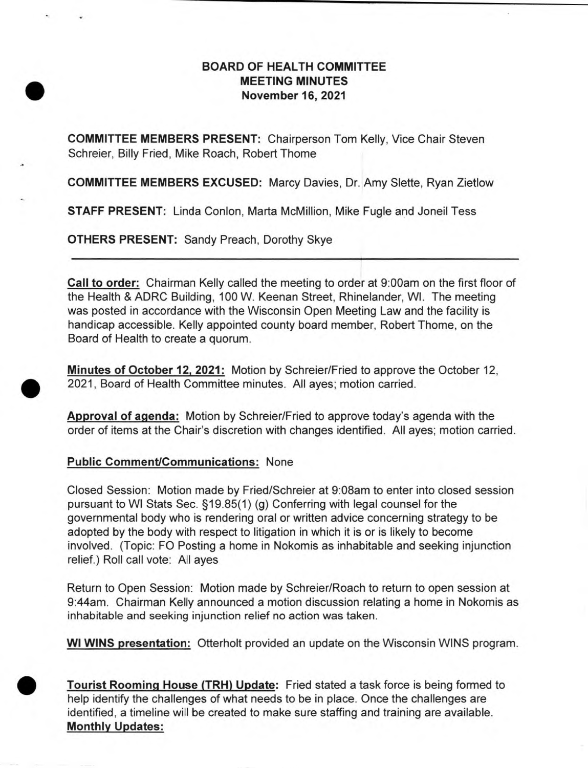# BOARD OF HEALTH COMMITTEE
## MEETING MINUTES
### November 16, 2021

**COMMITTEE MEMBERS PRESENT:** Chairperson Tom Kelly, Vice Chair Steven Schreier, Billy Fried, Mike Roach, Robert Thome

**COMMITTEE MEMBERS EXCUSED:** Marcy Davies, Dr. Amy Slette, Ryan Zietlow

**STAFF PRESENT:** Linda Conlon, Marta McMillion, Mike Fugle and Joneil Tess

**OTHERS PRESENT:** Sandy Preach, Dorothy Skye

---

**Call to order:** Chairman Kelly called the meeting to order at 9:00am on the first floor of the Health & ADRC Building, 100 W. Keenan Street, Rhinelander, WI. The meeting was posted in accordance with the Wisconsin Open Meeting Law and the facility is handicap accessible. Kelly appointed county board member, Robert Thome, on the Board of Health to create a quorum.

**Minutes of October 12, 2021:** Motion by Schreier/Fried to approve the October 12, 2021, Board of Health Committee minutes. All ayes; motion carried.

**Approval of agenda:** Motion by Schreier/Fried to approve today's agenda with the order of items at the Chair's discretion with changes identified. All ayes; motion carried.

**Public Comment/Communications:** None

Closed Session: Motion made by Fried/Schreier at 9:08am to enter into closed session pursuant to WI Stats Sec. §19.85(1) (g) Conferring with legal counsel for the governmental body who is rendering oral or written advice concerning strategy to be adopted by the body with respect to litigation in which it is or is likely to become involved. (Topic: FO Posting a home in Nokomis as inhabitable and seeking injunction relief.) Roll call vote: All ayes

Return to Open Session: Motion made by Schreier/Roach to return to open session at 9:44am. Chairman Kelly announced a motion discussion relating a home in Nokomis as inhabitable and seeking injunction relief no action was taken.

**WI WINS presentation:** Otterholt provided an update on the Wisconsin WINS program.

**Tourist Rooming House (TRH) Update:** Fried stated a task force is being formed to help identify the challenges of what needs to be in place. Once the challenges are identified, a timeline will be created to make sure staffing and training are available.

**Monthly Updates:**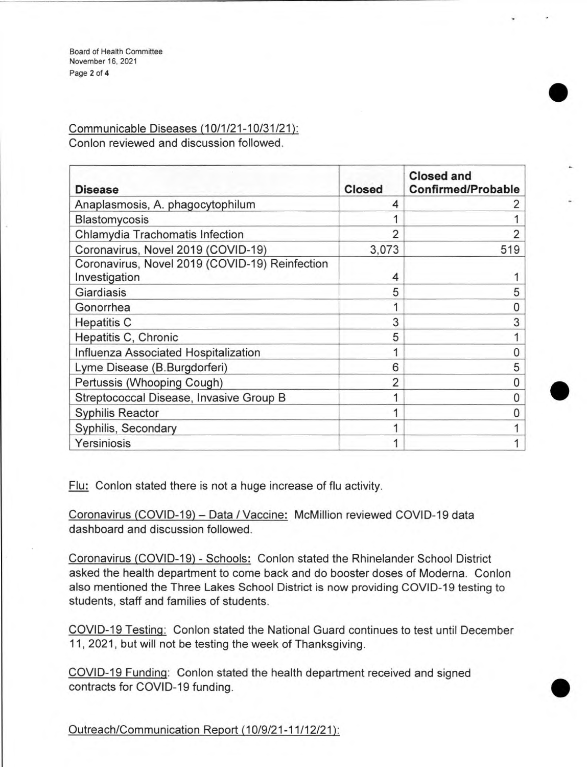Communicable Diseases (10/1/21-10/31/21):
Conlon reviewed and discussion followed.

| Disease | Closed | Closed and Confirmed/Probable |
|---|---|---|
| Anaplasmosis, A. phagocytophilum | 4 | 2 |
| Blastomycosis | 1 | 1 |
| Chlamydia Trachomatis Infection | 2 | 2 |
| Coronavirus, Novel 2019 (COVID-19) | 3,073 | 519 |
| Coronavirus, Novel 2019 (COVID-19) Reinfection Investigation | 4 | 1 |
| Giardiasis | 5 | 5 |
| Gonorrhea | 1 | 0 |
| Hepatitis C | 3 | 3 |
| Hepatitis C, Chronic | 5 | 1 |
| Influenza Associated Hospitalization | 1 | 0 |
| Lyme Disease (B.Burgdorferi) | 6 | 5 |
| Pertussis (Whooping Cough) | 2 | 0 |
| Streptococcal Disease, Invasive Group B | 1 | 0 |
| Syphilis Reactor | 1 | 0 |
| Syphilis, Secondary | 1 | 1 |
| Yersiniosis | 1 | 1 |

Flu: Conlon stated there is not a huge increase of flu activity.

Coronavirus (COVID-19) – Data / Vaccine: McMillion reviewed COVID-19 data dashboard and discussion followed.

Coronavirus (COVID-19) - Schools: Conlon stated the Rhinelander School District asked the health department to come back and do booster doses of Moderna. Conlon also mentioned the Three Lakes School District is now providing COVID-19 testing to students, staff and families of students.

COVID-19 Testing: Conlon stated the National Guard continues to test until December 11, 2021, but will not be testing the week of Thanksgiving.

COVID-19 Funding: Conlon stated the health department received and signed contracts for COVID-19 funding.

Outreach/Communication Report (10/9/21-11/12/21):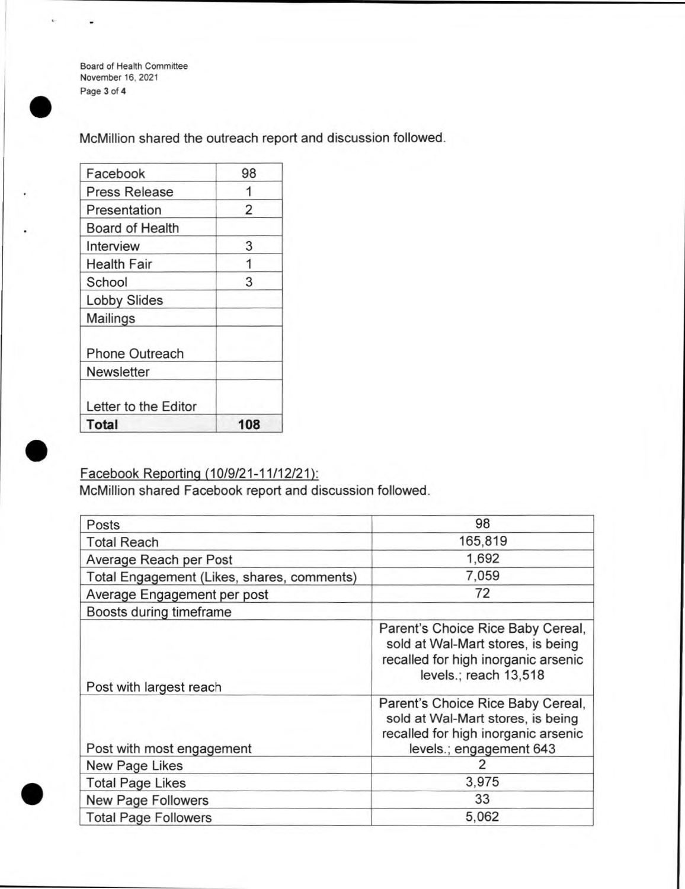McMillion shared the outreach report and discussion followed.

| Facebook | 98 |
|---|---|
| Press Release | 1 |
| Presentation | 2 |
| Board of Health | |
| Interview | 3 |
| Health Fair | 1 |
| School | 3 |
| Lobby Slides | |
| Mailings | |
| Phone Outreach | |
| Newsletter | |
| Letter to the Editor | |
| **Total** | **108** |

Facebook Reporting (10/9/21-11/12/21):

McMillion shared Facebook report and discussion followed.

| Posts | 98 |
|---|---|
| Total Reach | 165,819 |
| Average Reach per Post | 1,692 |
| Total Engagement (Likes, shares, comments) | 7,059 |
| Average Engagement per post | 72 |
| Boosts during timeframe | |
| Post with largest reach | Parent's Choice Rice Baby Cereal, sold at Wal-Mart stores, is being recalled for high inorganic arsenic levels.; reach 13,518 |
| Post with most engagement | Parent's Choice Rice Baby Cereal, sold at Wal-Mart stores, is being recalled for high inorganic arsenic levels.; engagement 643 |
| New Page Likes | 2 |
| Total Page Likes | 3,975 |
| New Page Followers | 33 |
| Total Page Followers | 5,062 |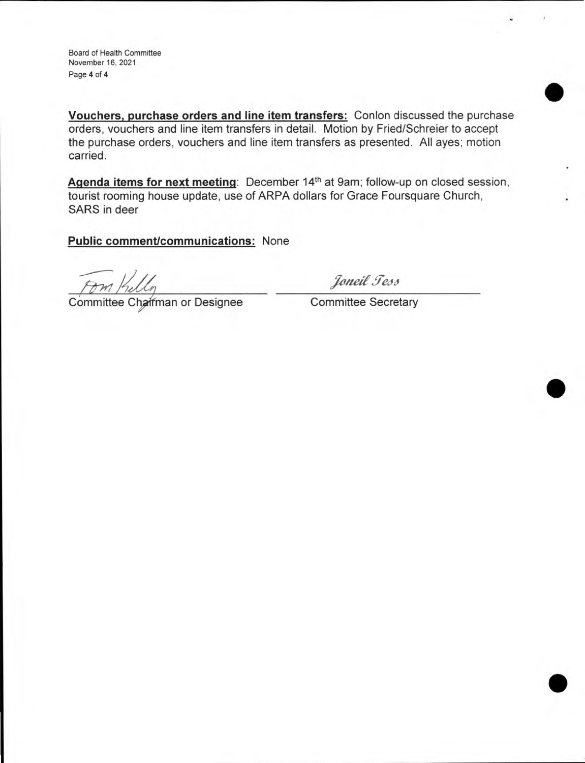**Vouchers, purchase orders and line item transfers:** Conlon discussed the purchase orders, vouchers and line item transfers in detail. Motion by Fried/Schreier to accept the purchase orders, vouchers and line item transfers as presented. All ayes; motion carried.

**Agenda items for next meeting**: December 14th at 9am; follow-up on closed session, tourist rooming house update, use of ARPA dollars for Grace Foursquare Church, SARS in deer

**Public comment/communications:** None

Tom Kelly
Committee Chairman or Designee

Joneil Tess
Committee Secretary